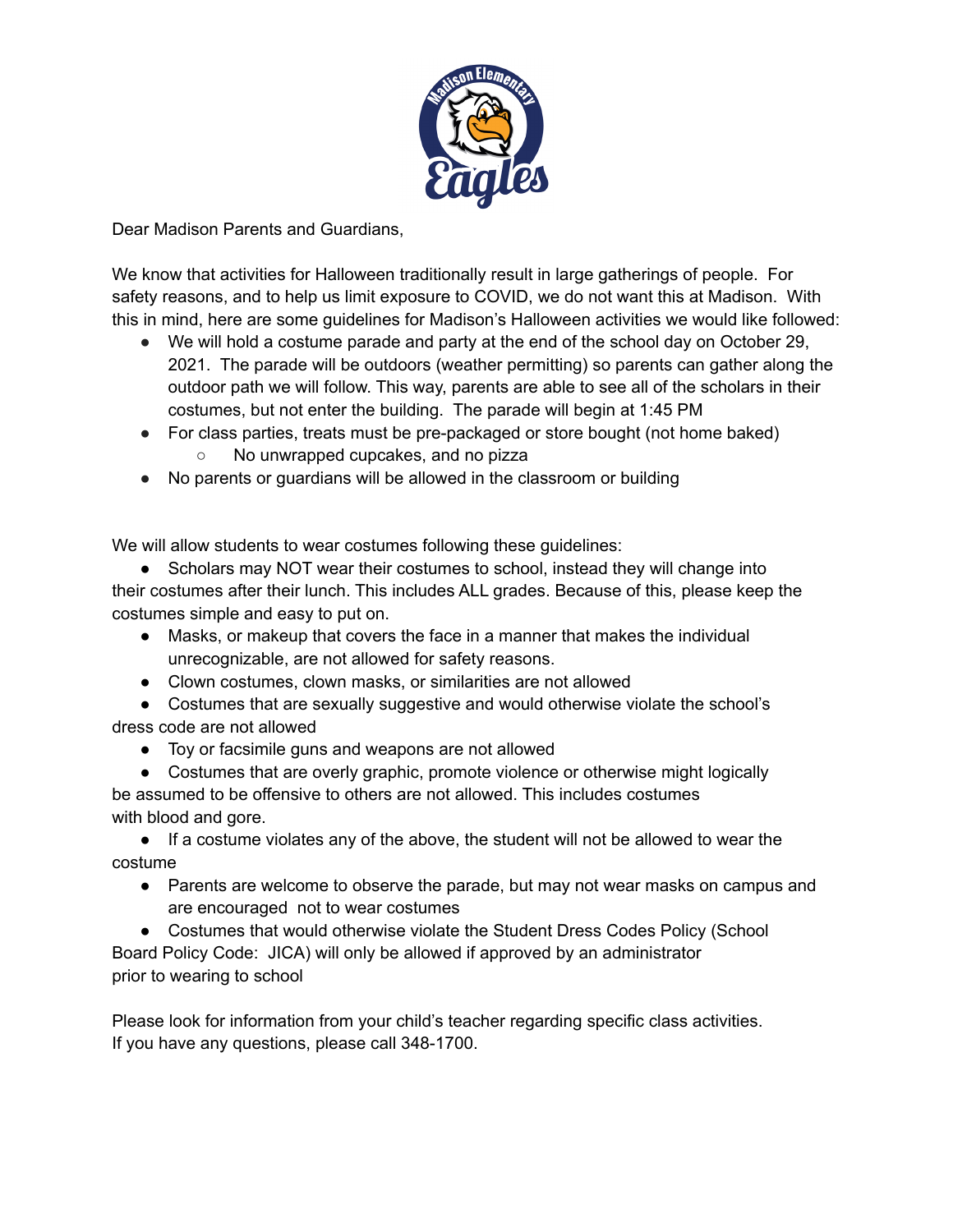Dear Madison Parents and Guardians,

We know that activities for Halloween traditionally result in large gatherings of people. For safety reasons, and to help us limit exposure to COVID, we do not want this at Madison. With this in mind, here are some guidelines for Madison's Halloween activities we would like followed:

- We will hold a costume parade and party at the end of the school day on October 29, 2021. The parade will be outdoors (weather permitting) so parents can gather along the outdoor path we will follow. This way, parents are able to see all of the scholars in their costumes, but not enter the building. The parade will begin at 1:45 PM
- For class parties, treats must be pre-packaged or store bought (not home baked)
  - No unwrapped cupcakes, and no pizza
- No parents or guardians will be allowed in the classroom or building

We will allow students to wear costumes following these guidelines:

- Scholars may NOT wear their costumes to school, instead they will change into their costumes after their lunch. This includes ALL grades. Because of this, please keep the costumes simple and easy to put on.
- Masks, or makeup that covers the face in a manner that makes the individual unrecognizable, are not allowed for safety reasons.
- Clown costumes, clown masks, or similarities are not allowed
- Costumes that are sexually suggestive and would otherwise violate the school's dress code are not allowed
- Toy or facsimile guns and weapons are not allowed
- Costumes that are overly graphic, promote violence or otherwise might logically be assumed to be offensive to others are not allowed. This includes costumes with blood and gore.
- If a costume violates any of the above, the student will not be allowed to wear the costume
- Parents are welcome to observe the parade, but may not wear masks on campus and are encouraged not to wear costumes
- Costumes that would otherwise violate the Student Dress Codes Policy (School Board Policy Code: JICA) will only be allowed if approved by an administrator prior to wearing to school

Please look for information from your child's teacher regarding specific class activities.
If you have any questions, please call 348-1700.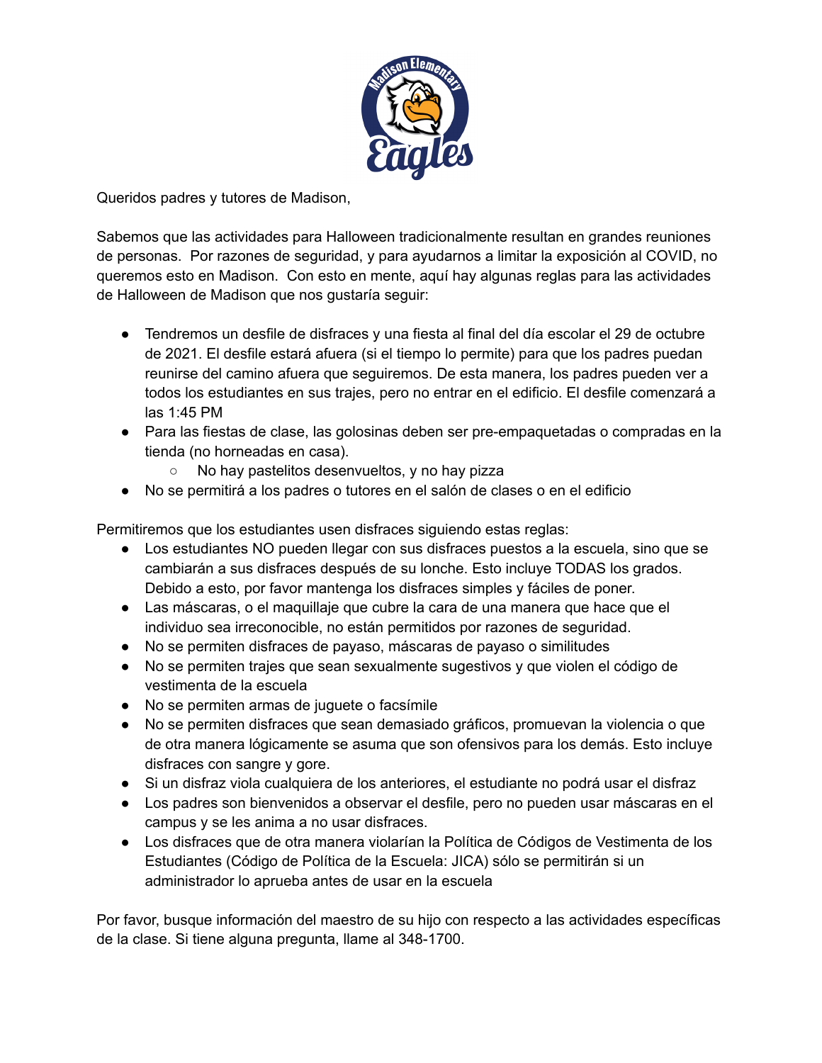Queridos padres y tutores de Madison,

Sabemos que las actividades para Halloween tradicionalmente resultan en grandes reuniones de personas. Por razones de seguridad, y para ayudarnos a limitar la exposición al COVID, no queremos esto en Madison. Con esto en mente, aquí hay algunas reglas para las actividades de Halloween de Madison que nos gustaría seguir:

- Tendremos un desfile de disfraces y una fiesta al final del día escolar el 29 de octubre de 2021. El desfile estará afuera (si el tiempo lo permite) para que los padres puedan reunirse del camino afuera que seguiremos. De esta manera, los padres pueden ver a todos los estudiantes en sus trajes, pero no entrar en el edificio. El desfile comenzará a las 1:45 PM
- Para las fiestas de clase, las golosinas deben ser pre-empaquetadas o compradas en la tienda (no horneadas en casa).
    - No hay pastelitos desenvueltos, y no hay pizza
- No se permitirá a los padres o tutores en el salón de clases o en el edificio

Permitiremos que los estudiantes usen disfraces siguiendo estas reglas:

- Los estudiantes NO pueden llegar con sus disfraces puestos a la escuela, sino que se cambiarán a sus disfraces después de su lonche. Esto incluye TODAS los grados. Debido a esto, por favor mantenga los disfraces simples y fáciles de poner.
- Las máscaras, o el maquillaje que cubre la cara de una manera que hace que el individuo sea irreconocible, no están permitidos por razones de seguridad.
- No se permiten disfraces de payaso, máscaras de payaso o similitudes
- No se permiten trajes que sean sexualmente sugestivos y que violen el código de vestimenta de la escuela
- No se permiten armas de juguete o facsímile
- No se permiten disfraces que sean demasiado gráficos, promuevan la violencia o que de otra manera lógicamente se asuma que son ofensivos para los demás. Esto incluye disfraces con sangre y gore.
- Si un disfraz viola cualquiera de los anteriores, el estudiante no podrá usar el disfraz
- Los padres son bienvenidos a observar el desfile, pero no pueden usar máscaras en el campus y se les anima a no usar disfraces.
- Los disfraces que de otra manera violarían la Política de Códigos de Vestimenta de los Estudiantes (Código de Política de la Escuela: JICA) sólo se permitirán si un administrador lo aprueba antes de usar en la escuela

Por favor, busque información del maestro de su hijo con respecto a las actividades específicas de la clase. Si tiene alguna pregunta, llame al 348-1700.